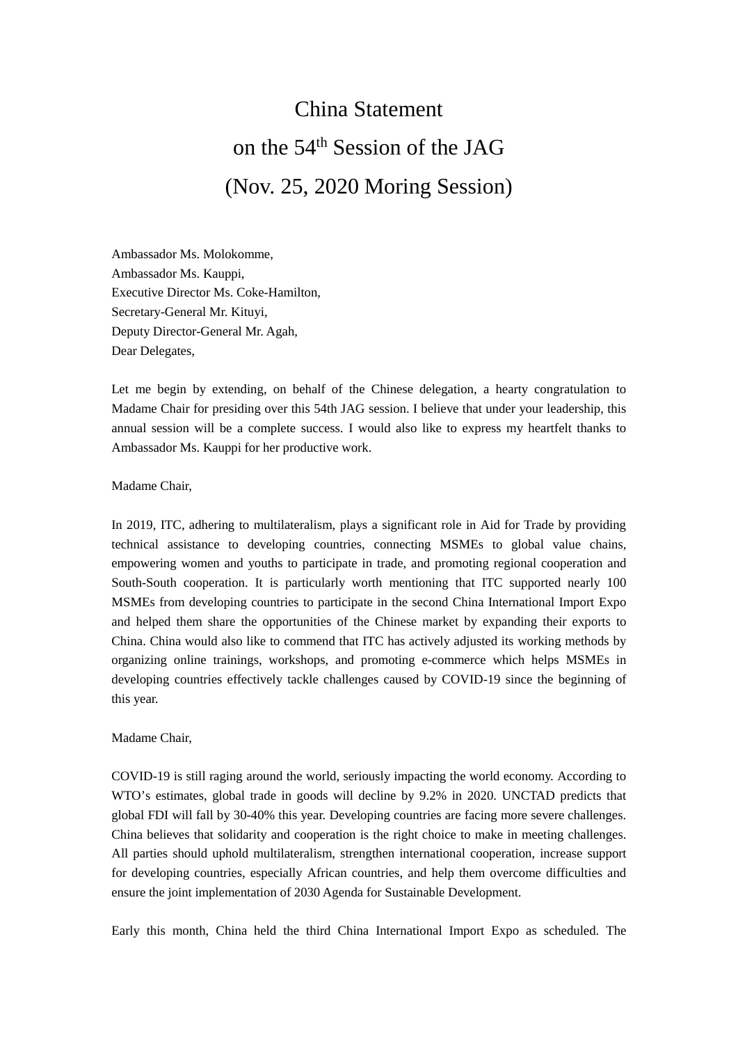# China Statement
# on the 54$^{th}$ Session of the JAG
# (Nov. 25, 2020 Moring Session)

Ambassador Ms. Molokomme,
Ambassador Ms. Kauppi,
Executive Director Ms. Coke-Hamilton,
Secretary-General Mr. Kituyi,
Deputy Director-General Mr. Agah,
Dear Delegates,

Let me begin by extending, on behalf of the Chinese delegation, a hearty congratulation to Madame Chair for presiding over this 54th JAG session. I believe that under your leadership, this annual session will be a complete success. I would also like to express my heartfelt thanks to Ambassador Ms. Kauppi for her productive work.

Madame Chair,

In 2019, ITC, adhering to multilateralism, plays a significant role in Aid for Trade by providing technical assistance to developing countries, connecting MSMEs to global value chains, empowering women and youths to participate in trade, and promoting regional cooperation and South-South cooperation. It is particularly worth mentioning that ITC supported nearly 100 MSMEs from developing countries to participate in the second China International Import Expo and helped them share the opportunities of the Chinese market by expanding their exports to China. China would also like to commend that ITC has actively adjusted its working methods by organizing online trainings, workshops, and promoting e-commerce which helps MSMEs in developing countries effectively tackle challenges caused by COVID-19 since the beginning of this year.

Madame Chair,

COVID-19 is still raging around the world, seriously impacting the world economy. According to WTO's estimates, global trade in goods will decline by 9.2% in 2020. UNCTAD predicts that global FDI will fall by 30-40% this year. Developing countries are facing more severe challenges. China believes that solidarity and cooperation is the right choice to make in meeting challenges. All parties should uphold multilateralism, strengthen international cooperation, increase support for developing countries, especially African countries, and help them overcome difficulties and ensure the joint implementation of 2030 Agenda for Sustainable Development.

Early this month, China held the third China International Import Expo as scheduled. The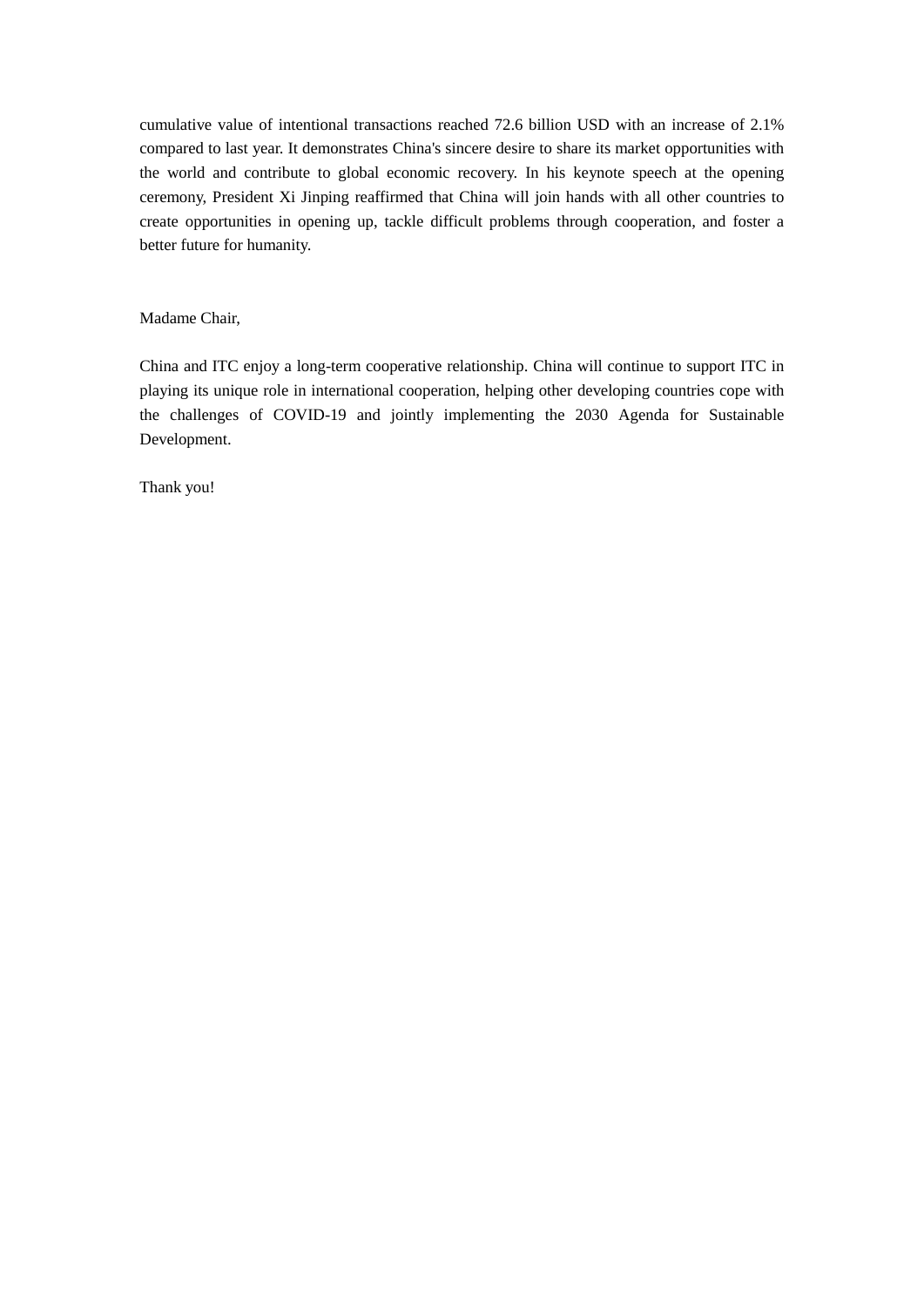cumulative value of intentional transactions reached 72.6 billion USD with an increase of 2.1% compared to last year. It demonstrates China's sincere desire to share its market opportunities with the world and contribute to global economic recovery. In his keynote speech at the opening ceremony, President Xi Jinping reaffirmed that China will join hands with all other countries to create opportunities in opening up, tackle difficult problems through cooperation, and foster a better future for humanity.

Madame Chair,

China and ITC enjoy a long-term cooperative relationship. China will continue to support ITC in playing its unique role in international cooperation, helping other developing countries cope with the challenges of COVID-19 and jointly implementing the 2030 Agenda for Sustainable Development.

Thank you!